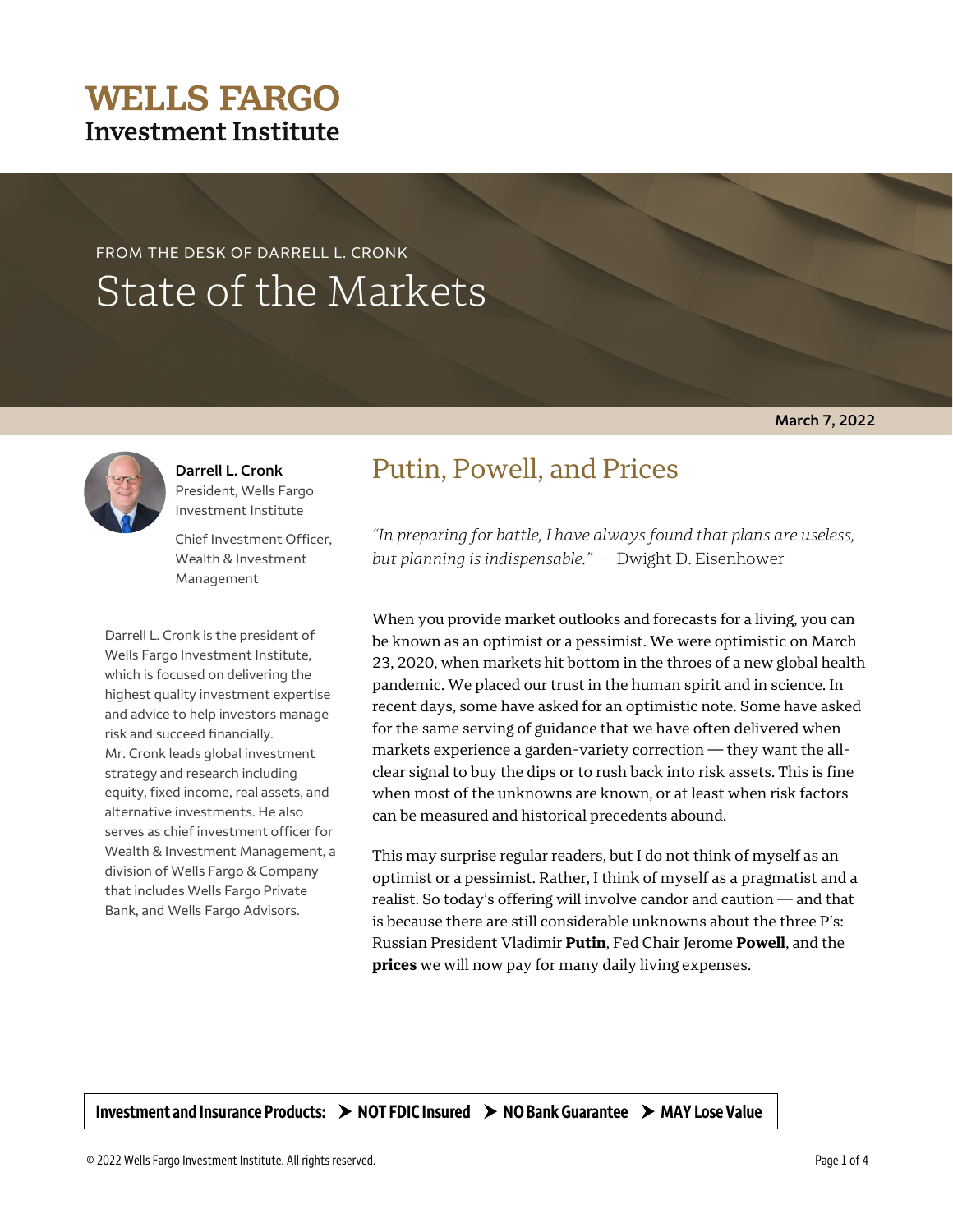# WELLS FARGO
**Investment Institute**

FROM THE DESK OF DARRELL L. CRONK

# State of the Markets

**March 7, 2022**

**Darrell L. Cronk**
President, Wells Fargo Investment Institute

Chief Investment Officer, Wealth & Investment Management

Darrell L. Cronk is the president of Wells Fargo Investment Institute, which is focused on delivering the highest quality investment expertise and advice to help investors manage risk and succeed financially. Mr. Cronk leads global investment strategy and research including equity, fixed income, real assets, and alternative investments. He also serves as chief investment officer for Wealth & Investment Management, a division of Wells Fargo & Company that includes Wells Fargo Private Bank, and Wells Fargo Advisors.

## Putin, Powell, and Prices

*"In preparing for battle, I have always found that plans are useless, but planning is indispensable."* — Dwight D. Eisenhower

When you provide market outlooks and forecasts for a living, you can be known as an optimist or a pessimist. We were optimistic on March 23, 2020, when markets hit bottom in the throes of a new global health pandemic. We placed our trust in the human spirit and in science. In recent days, some have asked for an optimistic note. Some have asked for the same serving of guidance that we have often delivered when markets experience a garden-variety correction — they want the all-clear signal to buy the dips or to rush back into risk assets. This is fine when most of the unknowns are known, or at least when risk factors can be measured and historical precedents abound.

This may surprise regular readers, but I do not think of myself as an optimist or a pessimist. Rather, I think of myself as a pragmatist and a realist. So today's offering will involve candor and caution — and that is because there are still considerable unknowns about the three P's: Russian President Vladimir **Putin**, Fed Chair Jerome **Powell**, and the **prices** we will now pay for many daily living expenses.

**Investment and Insurance Products: ➤ NOT FDIC Insured ➤ NO Bank Guarantee ➤ MAY Lose Value**

© 2022 Wells Fargo Investment Institute. All rights reserved.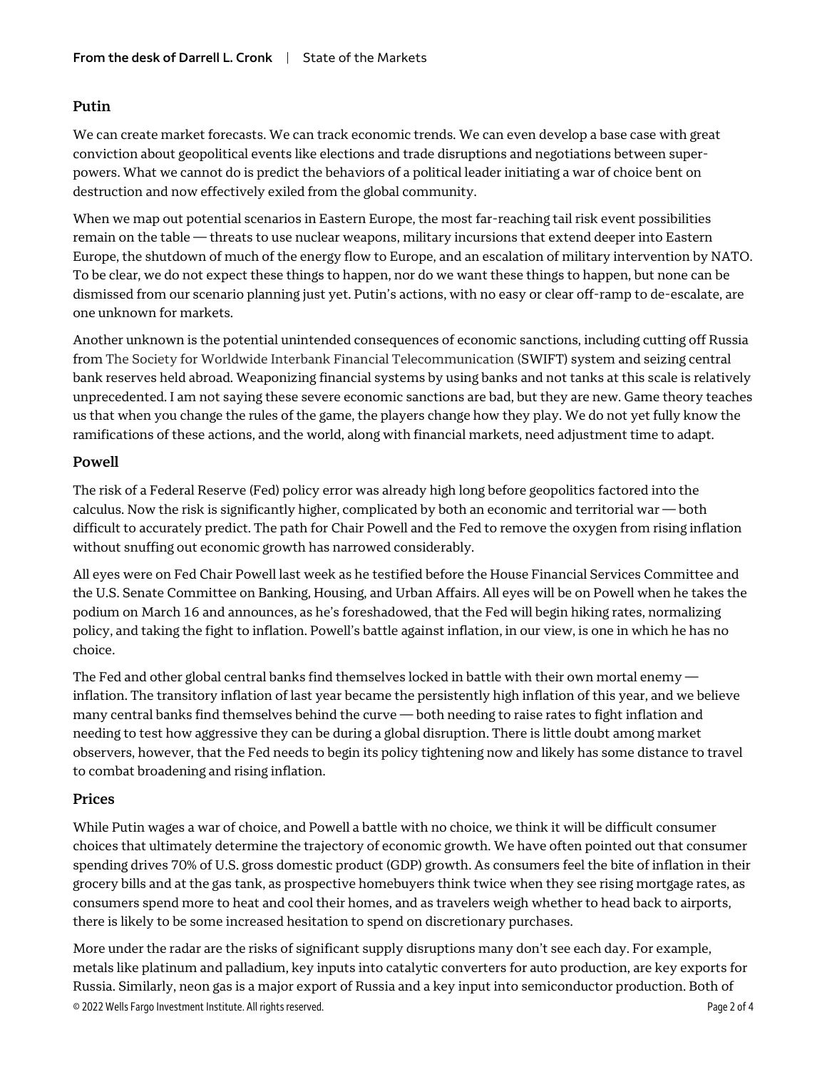## Putin

We can create market forecasts. We can track economic trends. We can even develop a base case with great conviction about geopolitical events like elections and trade disruptions and negotiations between super-powers. What we cannot do is predict the behaviors of a political leader initiating a war of choice bent on destruction and now effectively exiled from the global community.

When we map out potential scenarios in Eastern Europe, the most far-reaching tail risk event possibilities remain on the table — threats to use nuclear weapons, military incursions that extend deeper into Eastern Europe, the shutdown of much of the energy flow to Europe, and an escalation of military intervention by NATO. To be clear, we do not expect these things to happen, nor do we want these things to happen, but none can be dismissed from our scenario planning just yet. Putin's actions, with no easy or clear off-ramp to de-escalate, are one unknown for markets.

Another unknown is the potential unintended consequences of economic sanctions, including cutting off Russia from The Society for Worldwide Interbank Financial Telecommunication (SWIFT) system and seizing central bank reserves held abroad. Weaponizing financial systems by using banks and not tanks at this scale is relatively unprecedented. I am not saying these severe economic sanctions are bad, but they are new. Game theory teaches us that when you change the rules of the game, the players change how they play. We do not yet fully know the ramifications of these actions, and the world, along with financial markets, need adjustment time to adapt.

## Powell

The risk of a Federal Reserve (Fed) policy error was already high long before geopolitics factored into the calculus. Now the risk is significantly higher, complicated by both an economic and territorial war — both difficult to accurately predict. The path for Chair Powell and the Fed to remove the oxygen from rising inflation without snuffing out economic growth has narrowed considerably.

All eyes were on Fed Chair Powell last week as he testified before the House Financial Services Committee and the U.S. Senate Committee on Banking, Housing, and Urban Affairs. All eyes will be on Powell when he takes the podium on March 16 and announces, as he's foreshadowed, that the Fed will begin hiking rates, normalizing policy, and taking the fight to inflation. Powell's battle against inflation, in our view, is one in which he has no choice.

The Fed and other global central banks find themselves locked in battle with their own mortal enemy — inflation. The transitory inflation of last year became the persistently high inflation of this year, and we believe many central banks find themselves behind the curve — both needing to raise rates to fight inflation and needing to test how aggressive they can be during a global disruption. There is little doubt among market observers, however, that the Fed needs to begin its policy tightening now and likely has some distance to travel to combat broadening and rising inflation.

## Prices

While Putin wages a war of choice, and Powell a battle with no choice, we think it will be difficult consumer choices that ultimately determine the trajectory of economic growth. We have often pointed out that consumer spending drives 70% of U.S. gross domestic product (GDP) growth. As consumers feel the bite of inflation in their grocery bills and at the gas tank, as prospective homebuyers think twice when they see rising mortgage rates, as consumers spend more to heat and cool their homes, and as travelers weigh whether to head back to airports, there is likely to be some increased hesitation to spend on discretionary purchases.

More under the radar are the risks of significant supply disruptions many don't see each day. For example, metals like platinum and palladium, key inputs into catalytic converters for auto production, are key exports for Russia. Similarly, neon gas is a major export of Russia and a key input into semiconductor production. Both of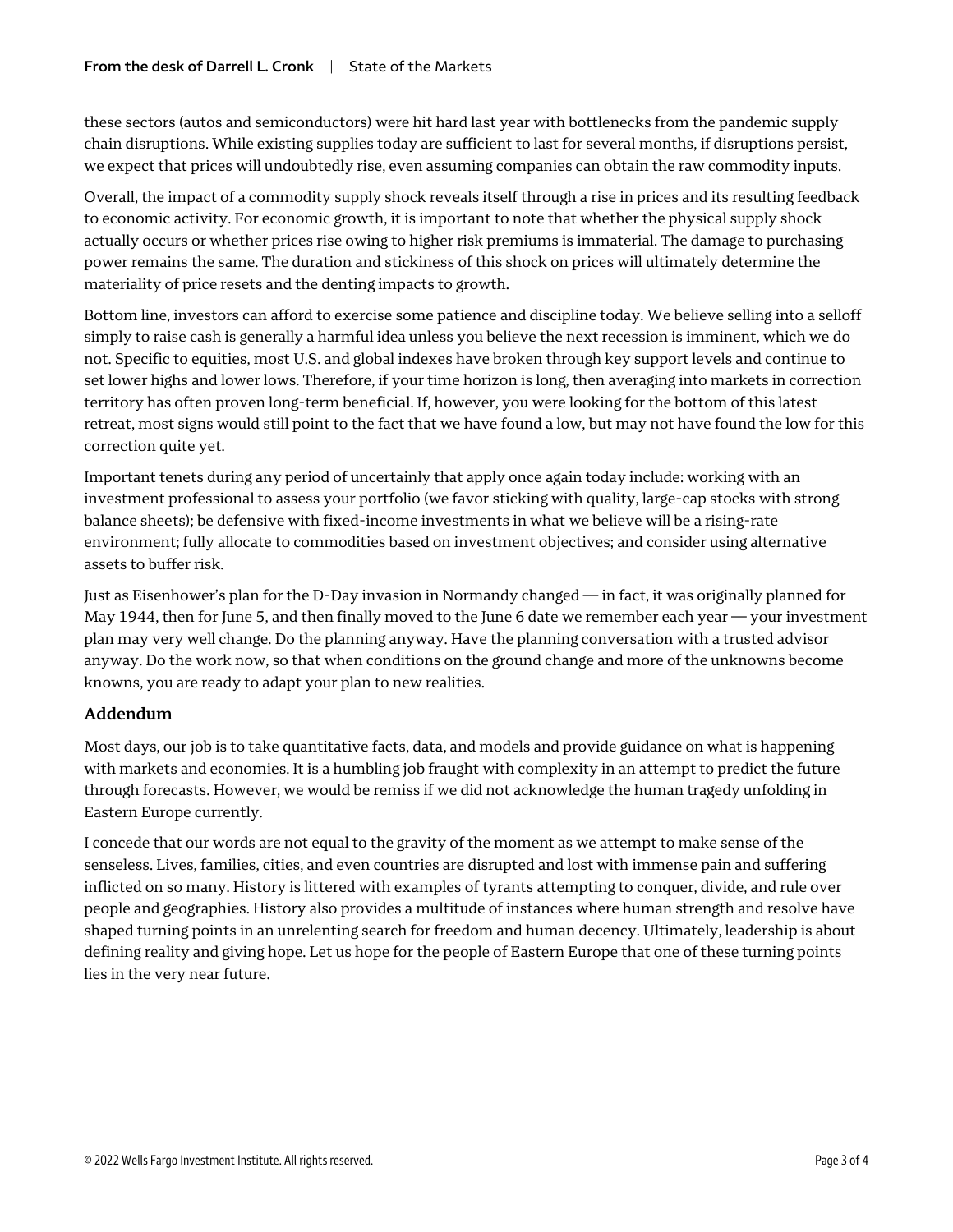these sectors (autos and semiconductors) were hit hard last year with bottlenecks from the pandemic supply chain disruptions. While existing supplies today are sufficient to last for several months, if disruptions persist, we expect that prices will undoubtedly rise, even assuming companies can obtain the raw commodity inputs.

Overall, the impact of a commodity supply shock reveals itself through a rise in prices and its resulting feedback to economic activity. For economic growth, it is important to note that whether the physical supply shock actually occurs or whether prices rise owing to higher risk premiums is immaterial. The damage to purchasing power remains the same. The duration and stickiness of this shock on prices will ultimately determine the materiality of price resets and the denting impacts to growth.

Bottom line, investors can afford to exercise some patience and discipline today. We believe selling into a selloff simply to raise cash is generally a harmful idea unless you believe the next recession is imminent, which we do not. Specific to equities, most U.S. and global indexes have broken through key support levels and continue to set lower highs and lower lows. Therefore, if your time horizon is long, then averaging into markets in correction territory has often proven long-term beneficial. If, however, you were looking for the bottom of this latest retreat, most signs would still point to the fact that we have found a low, but may not have found the low for this correction quite yet.

Important tenets during any period of uncertainly that apply once again today include: working with an investment professional to assess your portfolio (we favor sticking with quality, large-cap stocks with strong balance sheets); be defensive with fixed-income investments in what we believe will be a rising-rate environment; fully allocate to commodities based on investment objectives; and consider using alternative assets to buffer risk.

Just as Eisenhower's plan for the D-Day invasion in Normandy changed — in fact, it was originally planned for May 1944, then for June 5, and then finally moved to the June 6 date we remember each year — your investment plan may very well change. Do the planning anyway. Have the planning conversation with a trusted advisor anyway. Do the work now, so that when conditions on the ground change and more of the unknowns become knowns, you are ready to adapt your plan to new realities.

## Addendum

Most days, our job is to take quantitative facts, data, and models and provide guidance on what is happening with markets and economies. It is a humbling job fraught with complexity in an attempt to predict the future through forecasts. However, we would be remiss if we did not acknowledge the human tragedy unfolding in Eastern Europe currently.

I concede that our words are not equal to the gravity of the moment as we attempt to make sense of the senseless. Lives, families, cities, and even countries are disrupted and lost with immense pain and suffering inflicted on so many. History is littered with examples of tyrants attempting to conquer, divide, and rule over people and geographies. History also provides a multitude of instances where human strength and resolve have shaped turning points in an unrelenting search for freedom and human decency. Ultimately, leadership is about defining reality and giving hope. Let us hope for the people of Eastern Europe that one of these turning points lies in the very near future.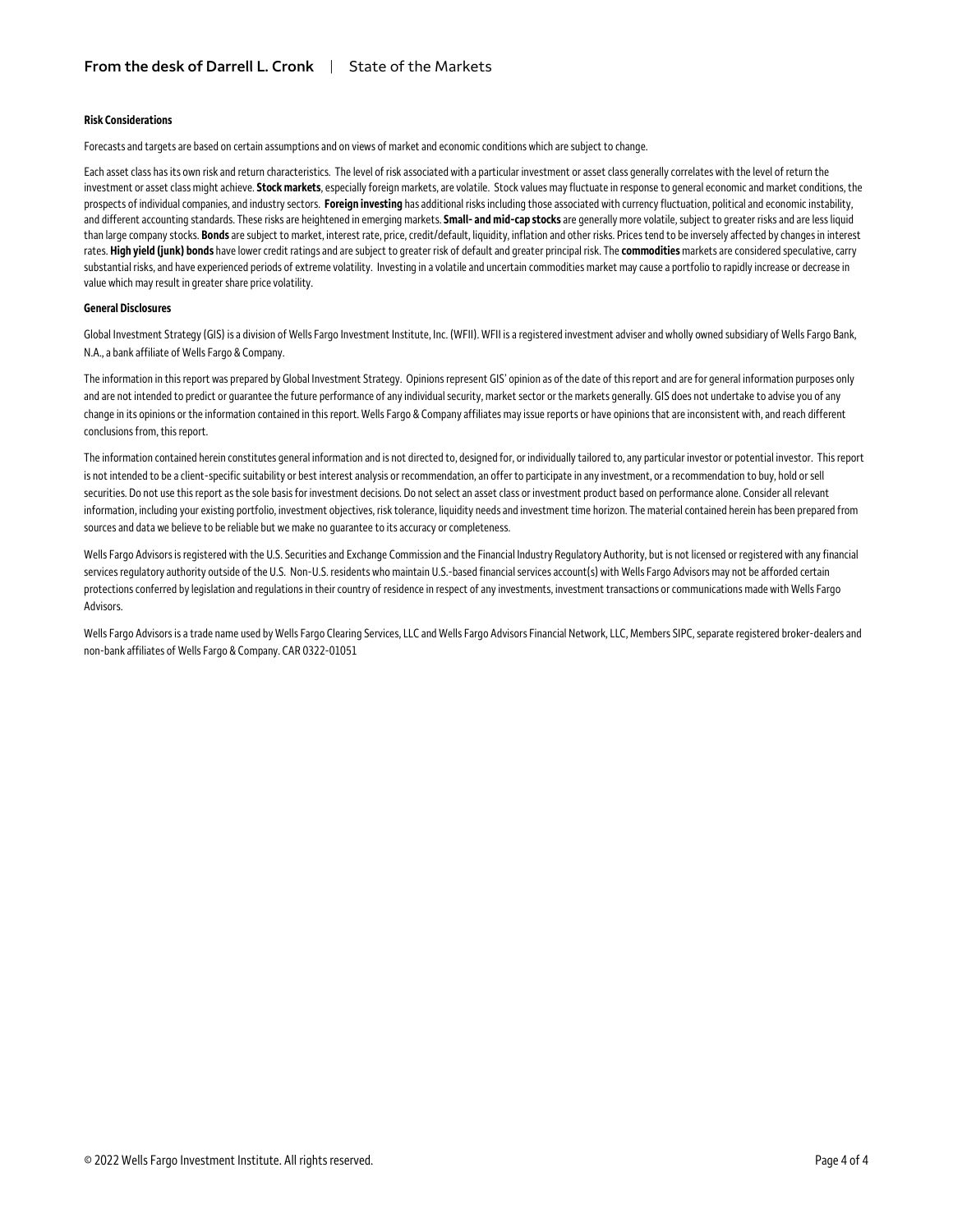#### Risk Considerations

Forecasts and targets are based on certain assumptions and on views of market and economic conditions which are subject to change.

Each asset class has its own risk and return characteristics. The level of risk associated with a particular investment or asset class generally correlates with the level of return the investment or asset class might achieve. **Stock markets**, especially foreign markets, are volatile. Stock values may fluctuate in response to general economic and market conditions, the prospects of individual companies, and industry sectors. **Foreign investing** has additional risks including those associated with currency fluctuation, political and economic instability, and different accounting standards. These risks are heightened in emerging markets. **Small- and mid-cap stocks** are generally more volatile, subject to greater risks and are less liquid than large company stocks. **Bonds** are subject to market, interest rate, price, credit/default, liquidity, inflation and other risks. Prices tend to be inversely affected by changes in interest rates. **High yield (junk) bonds** have lower credit ratings and are subject to greater risk of default and greater principal risk. The **commodities** markets are considered speculative, carry substantial risks, and have experienced periods of extreme volatility. Investing in a volatile and uncertain commodities market may cause a portfolio to rapidly increase or decrease in value which may result in greater share price volatility.

#### General Disclosures

Global Investment Strategy (GIS) is a division of Wells Fargo Investment Institute, Inc. (WFII). WFII is a registered investment adviser and wholly owned subsidiary of Wells Fargo Bank, N.A., a bank affiliate of Wells Fargo & Company.

The information in this report was prepared by Global Investment Strategy. Opinions represent GIS' opinion as of the date of this report and are for general information purposes only and are not intended to predict or guarantee the future performance of any individual security, market sector or the markets generally. GIS does not undertake to advise you of any change in its opinions or the information contained in this report. Wells Fargo & Company affiliates may issue reports or have opinions that are inconsistent with, and reach different conclusions from, this report.

The information contained herein constitutes general information and is not directed to, designed for, or individually tailored to, any particular investor or potential investor. This report is not intended to be a client-specific suitability or best interest analysis or recommendation, an offer to participate in any investment, or a recommendation to buy, hold or sell securities. Do not use this report as the sole basis for investment decisions. Do not select an asset class or investment product based on performance alone. Consider all relevant information, including your existing portfolio, investment objectives, risk tolerance, liquidity needs and investment time horizon. The material contained herein has been prepared from sources and data we believe to be reliable but we make no guarantee to its accuracy or completeness.

Wells Fargo Advisors is registered with the U.S. Securities and Exchange Commission and the Financial Industry Regulatory Authority, but is not licensed or registered with any financial services regulatory authority outside of the U.S. Non-U.S. residents who maintain U.S.-based financial services account(s) with Wells Fargo Advisors may not be afforded certain protections conferred by legislation and regulations in their country of residence in respect of any investments, investment transactions or communications made with Wells Fargo Advisors.

Wells Fargo Advisors is a trade name used by Wells Fargo Clearing Services, LLC and Wells Fargo Advisors Financial Network, LLC, Members SIPC, separate registered broker-dealers and non-bank affiliates of Wells Fargo & Company. CAR 0322-01051

© 2022 Wells Fargo Investment Institute. All rights reserved.